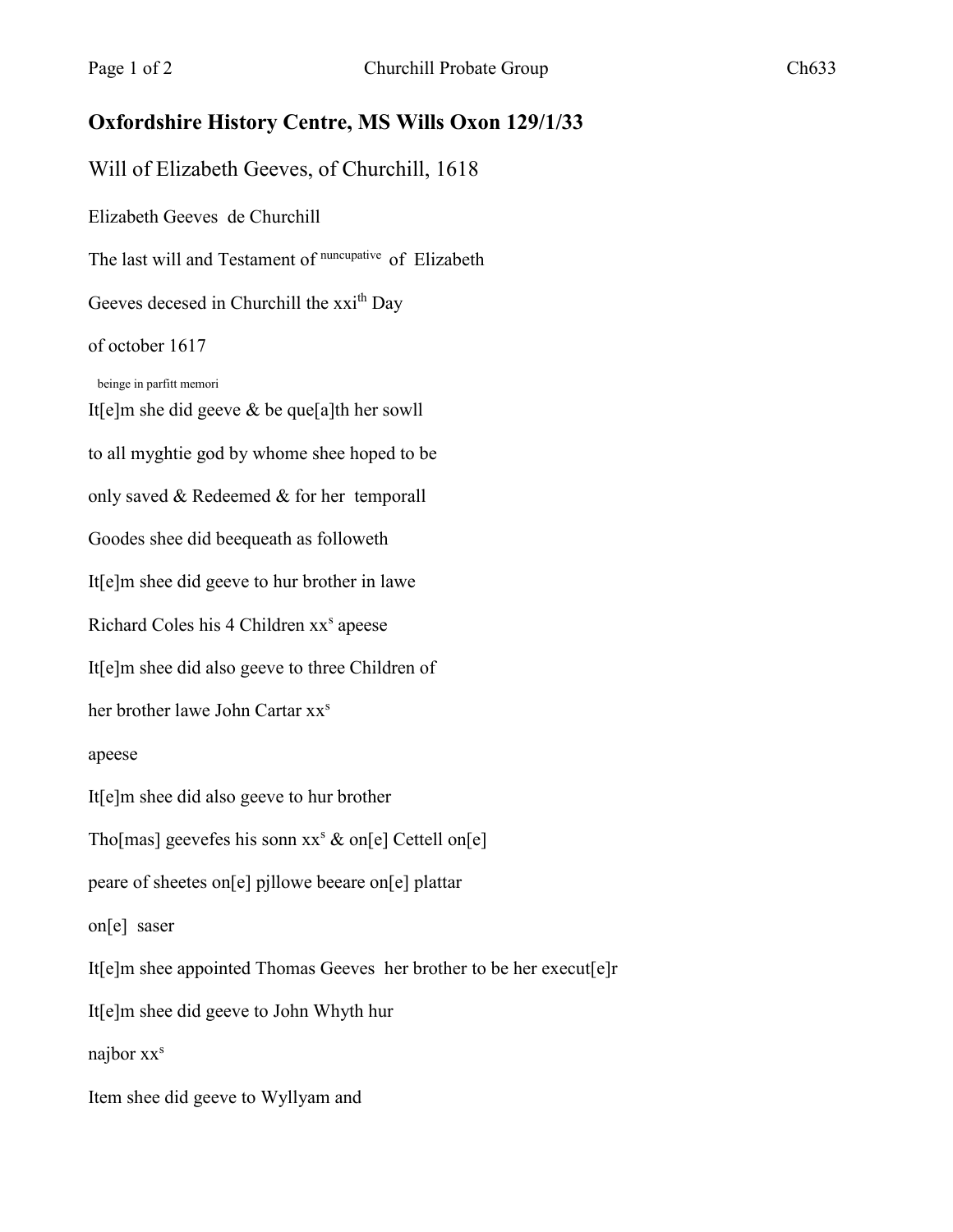# Oxfordshire History Centre, MS Wills Oxon 129/1/33

## Will of Elizabeth Geeves, of Churchill, 1618

Elizabeth Geeves de Churchill

The last will and Testament of nuncupative of Elizabeth

Geeves decesed in Churchill the xxi^th^ Day

of october 1617

beinge in parfitt memori

It[e]m she did geeve & be que[a]th her sowll

to all myghtie god by whome shee hoped to be

only saved & Redeemed & for her temporall

Goodes shee did beequeath as followeth

It[e]m shee did geeve to hur brother in lawe

Richard Coles his 4 Children xx^s^ apeese

It[e]m shee did also geeve to three Children of

her brother lawe John Cartar xx^s^

apeese

It[e]m shee did also geeve to hur brother

Tho[mas] geevefes his sonn xx^s^ & on[e] Cettell on[e]

peare of sheetes on[e] pjllowe beeare on[e] plattar

on[e] saser

It[e]m shee appointed Thomas Geeves her brother to be her execut[e]r

It[e]m shee did geeve to John Whyth hur

najbor xx^s^

Item shee did geeve to Wyllyam and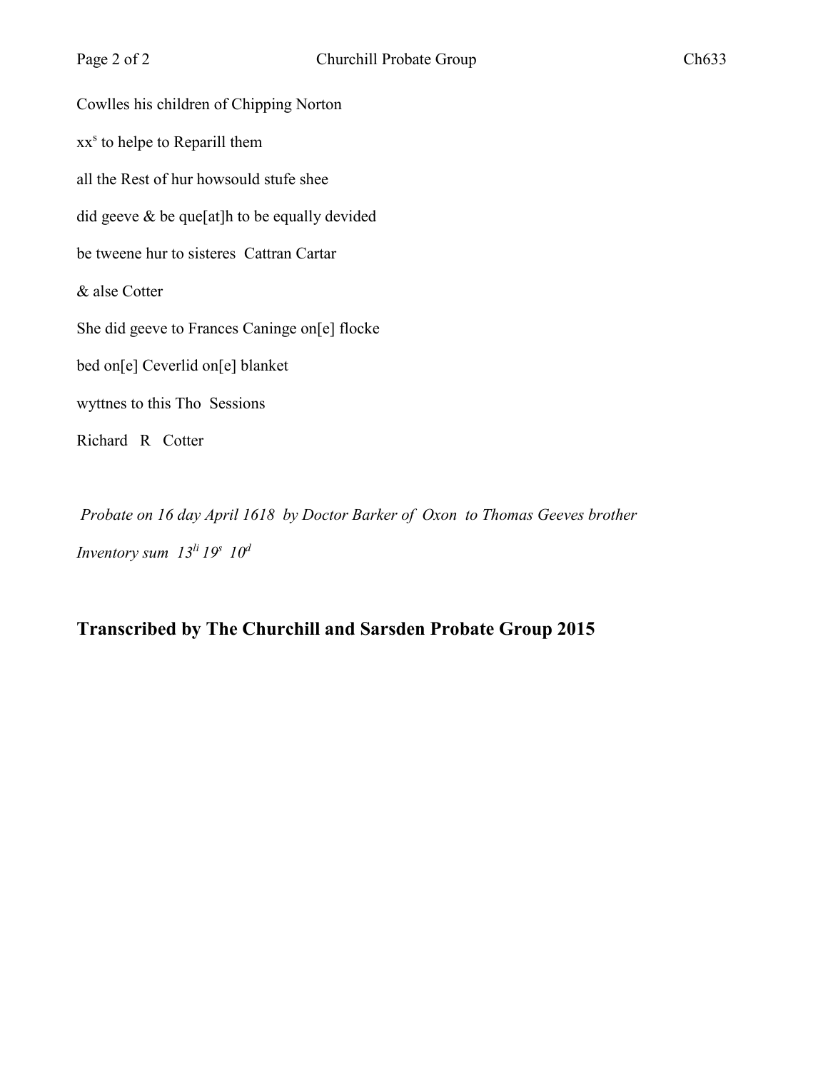Cowlles his children of Chipping Norton

xx$^{s}$ to helpe to Reparill them

all the Rest of hur howsould stufe shee

did geeve & be que[at]h to be equally devided

be tweene hur to sisteres  Cattran Cartar

& alse Cotter

She did geeve to Frances Caninge on[e] flocke

bed on[e] Ceverlid on[e] blanket

wyttnes to this Tho  Sessions

Richard   R   Cotter

*Probate on 16 day April 1618  by Doctor Barker of  Oxon  to Thomas Geeves brother*

*Inventory sum  13$^{li}$ 19$^{s}$  10$^{d}$*

**Transcribed by The Churchill and Sarsden Probate Group 2015**